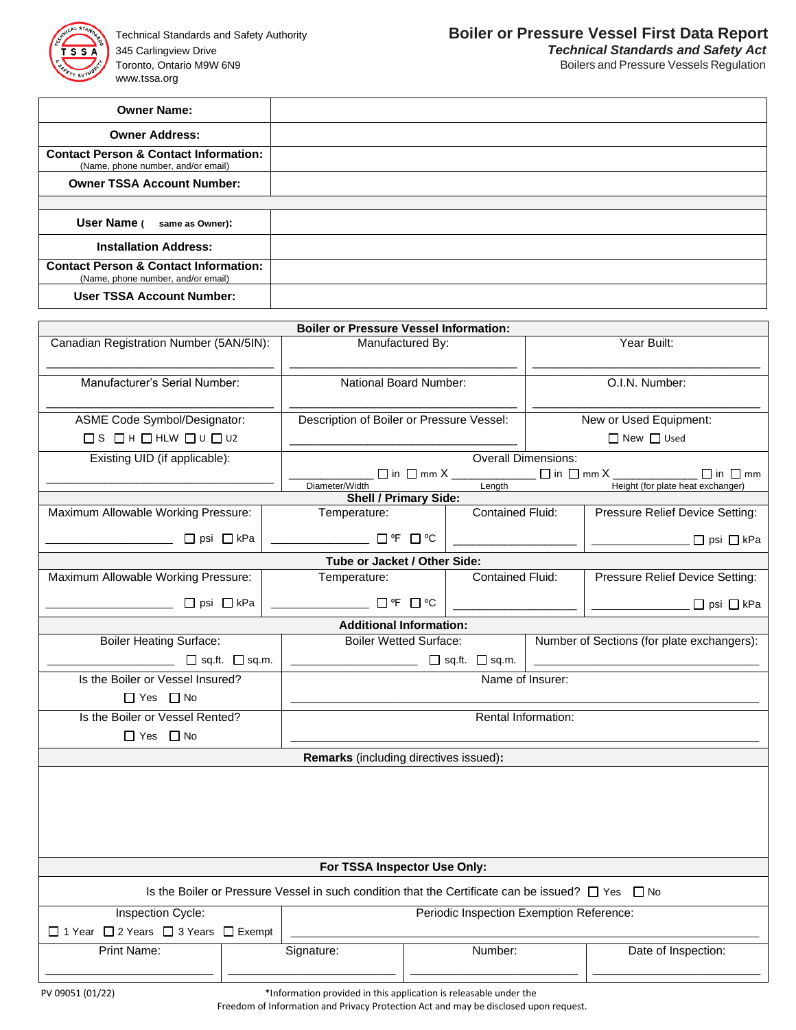Technical Standards and Safety Authority
345 Carlingview Drive
Toronto, Ontario M9W 6N9
www.tssa.org

# Boiler or Pressure Vessel First Data Report

***Technical Standards and Safety Act***

Boilers and Pressure Vessels Regulation

| | |
|---|---|
| **Owner Name:** | |
| **Owner Address:** | |
| **Contact Person & Contact Information:** (Name, phone number, and/or email) | |
| **Owner TSSA Account Number:** | |
| | |
| **User Name** ( ☐ **same as Owner**): | |
| **Installation Address:** | |
| **Contact Person & Contact Information:** (Name, phone number, and/or email) | |
| **User TSSA Account Number:** | |

**Boiler or Pressure Vessel Information:**

| | | |
|---|---|---|
| Canadian Registration Number (5AN/5IN): ____________ | Manufactured By: ____________ | Year Built: ____________ |
| Manufacturer's Serial Number: ____________ | National Board Number: ____________ | O.I.N. Number: ____________ |
| ASME Code Symbol/Designator: ☐ S ☐ H ☐ HLW ☐ U ☐ U2 | Description of Boiler or Pressure Vessel: ____________ | New or Used Equipment: ☐ New ☐ Used |
| Existing UID (if applicable): ____________ | Overall Dimensions: ________ ☐ in ☐ mm X ________ ☐ in ☐ mm X ________ ☐ in ☐ mm (Diameter/Width, Length, Height (for plate heat exchanger)) | |

**Shell / Primary Side:**

| Maximum Allowable Working Pressure: | Temperature: | Contained Fluid: | Pressure Relief Device Setting: |
|---|---|---|---|
| ________ ☐ psi ☐ kPa | ________ ☐ ºF ☐ ºC | ________ | ________ ☐ psi ☐ kPa |

**Tube or Jacket / Other Side:**

| Maximum Allowable Working Pressure: | Temperature: | Contained Fluid: | Pressure Relief Device Setting: |
|---|---|---|---|
| ________ ☐ psi ☐ kPa | ________ ☐ ºF ☐ ºC | ________ | ________ ☐ psi ☐ kPa |

**Additional Information:**

| | | |
|---|---|---|
| Boiler Heating Surface: ________ ☐ sq.ft. ☐ sq.m. | Boiler Wetted Surface: ________ ☐ sq.ft. ☐ sq.m. | Number of Sections (for plate exchangers): ________ |
| Is the Boiler or Vessel Insured? ☐ Yes ☐ No | Name of Insurer: ________ | |
| Is the Boiler or Vessel Rented? ☐ Yes ☐ No | Rental Information: ________ | |

**Remarks** (including directives issued)**:**

**For TSSA Inspector Use Only:**

Is the Boiler or Pressure Vessel in such condition that the Certificate can be issued? ☐ Yes ☐ No

| | | | |
|---|---|---|---|
| Inspection Cycle: ☐ 1 Year ☐ 2 Years ☐ 3 Years ☐ Exempt | Periodic Inspection Exemption Reference: ________ | | |
| Print Name: ________ | Signature: ________ | Number: ________ | Date of Inspection: ________ |

PV 09051 (01/22)

*Information provided in this application is releasable under the Freedom of Information and Privacy Protection Act and may be disclosed upon request.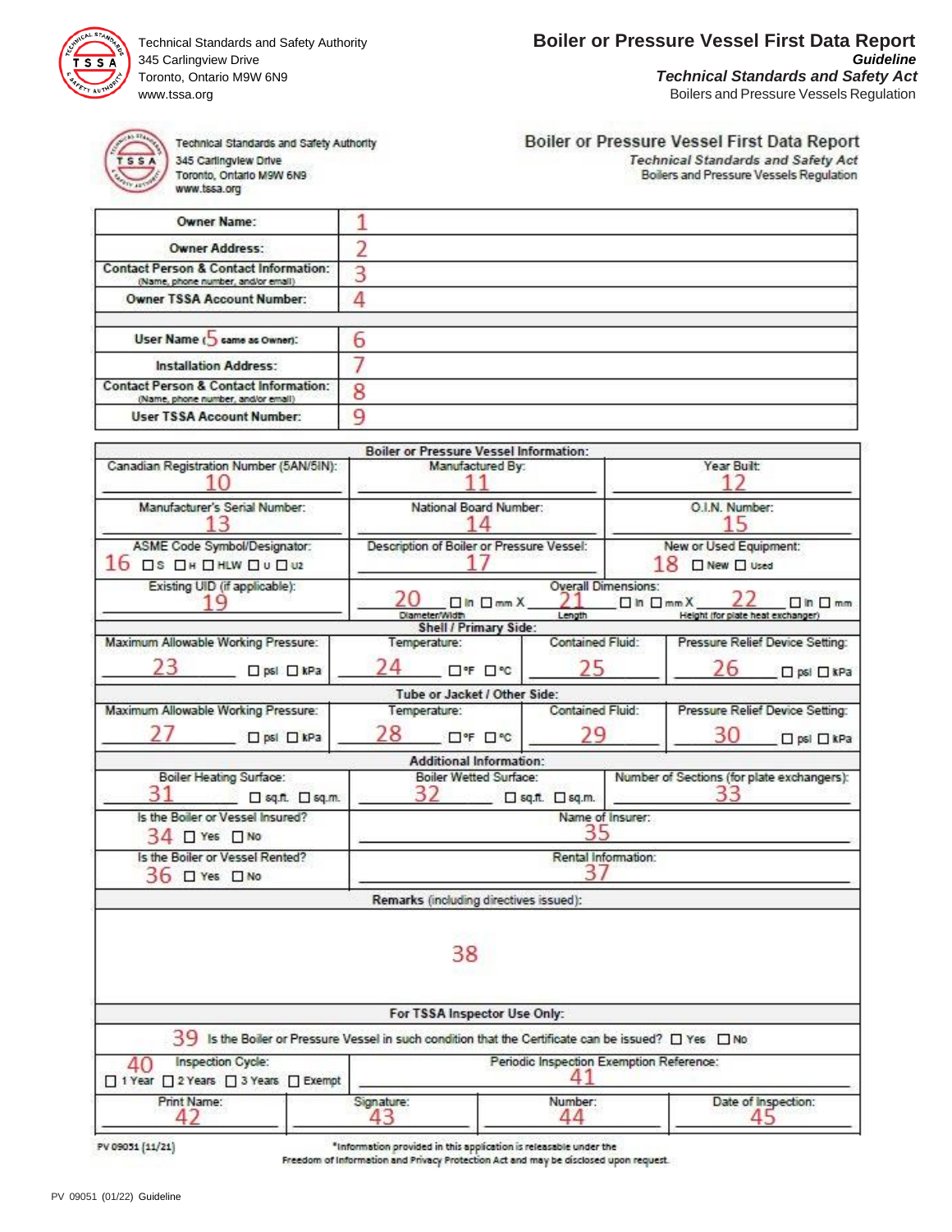Technical Standards and Safety Authority
345 Carlingview Drive
Toronto, Ontario M9W 6N9
www.tssa.org

# Boiler or Pressure Vessel First Data Report

***Guideline***

***Technical Standards and Safety Act***

Boilers and Pressure Vessels Regulation

Technical Standards and Safety Authority
345 Carlingview Drive
Toronto, Ontario M9W 6N9
www.tssa.org

## Boiler or Pressure Vessel First Data Report

*Technical Standards and Safety Act*

Boilers and Pressure Vessels Regulation

| | |
|---|---|
| **Owner Name:** | 1 |
| **Owner Address:** | 2 |
| **Contact Person & Contact Information:** (Name, phone number, and/or email) | 3 |
| **Owner TSSA Account Number:** | 4 |
| | |
| **User Name** (5 same as Owner): | 6 |
| **Installation Address:** | 7 |
| **Contact Person & Contact Information:** (Name, phone number, and/or email) | 8 |
| **User TSSA Account Number:** | 9 |

**Boiler or Pressure Vessel Information:**

| | | |
|---|---|---|
| Canadian Registration Number (5AN/5IN): 10 | Manufactured By: 11 | Year Built: 12 |
| Manufacturer's Serial Number: 13 | National Board Number: 14 | O.I.N. Number: 15 |
| ASME Code Symbol/Designator: 16 ☐ S ☐ H ☐ HLW ☐ U ☐ U2 | Description of Boiler or Pressure Vessel: 17 | New or Used Equipment: 18 ☐ New ☐ Used |
| Existing UID (if applicable): 19 | Overall Dimensions: 20 ☐ in ☐ mm X 21 ☐ in ☐ mm X 22 ☐ in ☐ mm (Diameter/Width, Length, Height (for plate heat exchanger)) | |

**Shell / Primary Side:**

| Maximum Allowable Working Pressure: | Temperature: | Contained Fluid: | Pressure Relief Device Setting: |
|---|---|---|---|
| 23 ☐ psi ☐ kPa | 24 ☐ °F ☐ °C | 25 | 26 ☐ psi ☐ kPa |

**Tube or Jacket / Other Side:**

| Maximum Allowable Working Pressure: | Temperature: | Contained Fluid: | Pressure Relief Device Setting: |
|---|---|---|---|
| 27 ☐ psi ☐ kPa | 28 ☐ °F ☐ °C | 29 | 30 ☐ psi ☐ kPa |

**Additional Information:**

| | | |
|---|---|---|
| Boiler Heating Surface: 31 ☐ sq.ft. ☐ sq.m. | Boiler Wetted Surface: 32 ☐ sq.ft. ☐ sq.m. | Number of Sections (for plate exchangers): 33 |
| Is the Boiler or Vessel Insured? 34 ☐ Yes ☐ No | Name of Insurer: 35 | |
| Is the Boiler or Vessel Rented? 36 ☐ Yes ☐ No | Rental Information: 37 | |

**Remarks** (including directives issued):

38

**For TSSA Inspector Use Only:**

39 Is the Boiler or Pressure Vessel in such condition that the Certificate can be issued? ☐ Yes ☐ No

| | | | |
|---|---|---|---|
| 40 Inspection Cycle: ☐ 1 Year ☐ 2 Years ☐ 3 Years ☐ Exempt | Periodic Inspection Exemption Reference: 41 | | |
| Print Name: 42 | Signature: 43 | Number: 44 | Date of Inspection: 45 |

PV 09051 (11/21)

*Information provided in this application is releasable under the Freedom of Information and Privacy Protection Act and may be disclosed upon request.

PV 09051 (01/22) Guideline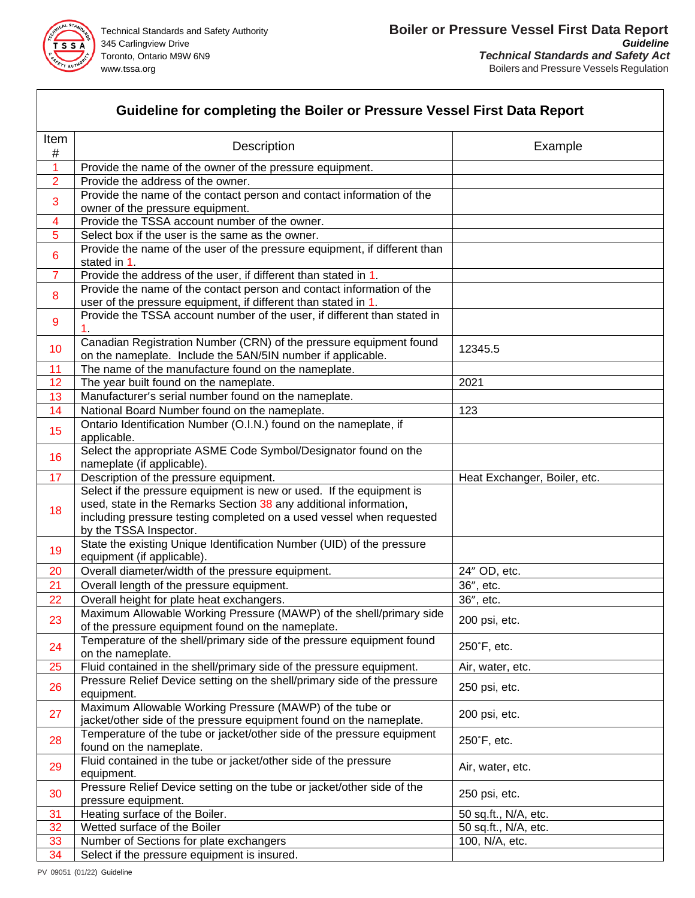Technical Standards and Safety Authority
345 Carlingview Drive
Toronto, Ontario M9W 6N9
www.tssa.org

**Boiler or Pressure Vessel First Data Report**
***Guideline***
***Technical Standards and Safety Act***
Boilers and Pressure Vessels Regulation

## Guideline for completing the Boiler or Pressure Vessel First Data Report

| Item # | Description | Example |
|---|---|---|
| 1 | Provide the name of the owner of the pressure equipment. | |
| 2 | Provide the address of the owner. | |
| 3 | Provide the name of the contact person and contact information of the owner of the pressure equipment. | |
| 4 | Provide the TSSA account number of the owner. | |
| 5 | Select box if the user is the same as the owner. | |
| 6 | Provide the name of the user of the pressure equipment, if different than stated in 1. | |
| 7 | Provide the address of the user, if different than stated in 1. | |
| 8 | Provide the name of the contact person and contact information of the user of the pressure equipment, if different than stated in 1. | |
| 9 | Provide the TSSA account number of the user, if different than stated in 1. | |
| 10 | Canadian Registration Number (CRN) of the pressure equipment found on the nameplate. Include the 5AN/5IN number if applicable. | 12345.5 |
| 11 | The name of the manufacture found on the nameplate. | |
| 12 | The year built found on the nameplate. | 2021 |
| 13 | Manufacturer's serial number found on the nameplate. | |
| 14 | National Board Number found on the nameplate. | 123 |
| 15 | Ontario Identification Number (O.I.N.) found on the nameplate, if applicable. | |
| 16 | Select the appropriate ASME Code Symbol/Designator found on the nameplate (if applicable). | |
| 17 | Description of the pressure equipment. | Heat Exchanger, Boiler, etc. |
| 18 | Select if the pressure equipment is new or used. If the equipment is used, state in the Remarks Section 38 any additional information, including pressure testing completed on a used vessel when requested by the TSSA Inspector. | |
| 19 | State the existing Unique Identification Number (UID) of the pressure equipment (if applicable). | |
| 20 | Overall diameter/width of the pressure equipment. | 24″ OD, etc. |
| 21 | Overall length of the pressure equipment. | 36″, etc. |
| 22 | Overall height for plate heat exchangers. | 36″, etc. |
| 23 | Maximum Allowable Working Pressure (MAWP) of the shell/primary side of the pressure equipment found on the nameplate. | 200 psi, etc. |
| 24 | Temperature of the shell/primary side of the pressure equipment found on the nameplate. | 250˚F, etc. |
| 25 | Fluid contained in the shell/primary side of the pressure equipment. | Air, water, etc. |
| 26 | Pressure Relief Device setting on the shell/primary side of the pressure equipment. | 250 psi, etc. |
| 27 | Maximum Allowable Working Pressure (MAWP) of the tube or jacket/other side of the pressure equipment found on the nameplate. | 200 psi, etc. |
| 28 | Temperature of the tube or jacket/other side of the pressure equipment found on the nameplate. | 250˚F, etc. |
| 29 | Fluid contained in the tube or jacket/other side of the pressure equipment. | Air, water, etc. |
| 30 | Pressure Relief Device setting on the tube or jacket/other side of the pressure equipment. | 250 psi, etc. |
| 31 | Heating surface of the Boiler. | 50 sq.ft., N/A, etc. |
| 32 | Wetted surface of the Boiler | 50 sq.ft., N/A, etc. |
| 33 | Number of Sections for plate exchangers | 100, N/A, etc. |
| 34 | Select if the pressure equipment is insured. | |

PV 09051 (01/22) Guideline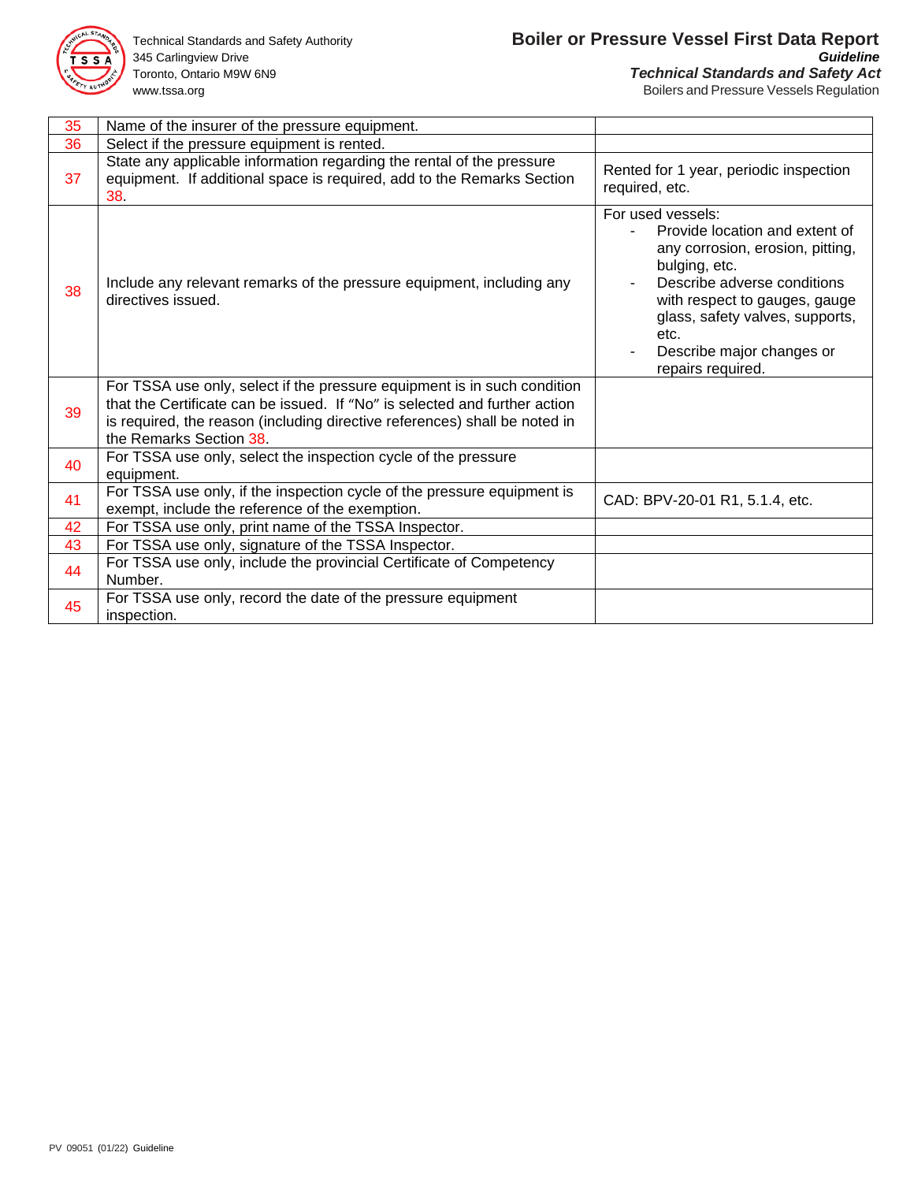| | | |
|---|---|---|
| 35 | Name of the insurer of the pressure equipment. | |
| 36 | Select if the pressure equipment is rented. | |
| 37 | State any applicable information regarding the rental of the pressure equipment. If additional space is required, add to the Remarks Section 38. | Rented for 1 year, periodic inspection required, etc. |
| 38 | Include any relevant remarks of the pressure equipment, including any directives issued. | For used vessels:<br>- Provide location and extent of any corrosion, erosion, pitting, bulging, etc.<br>- Describe adverse conditions with respect to gauges, gauge glass, safety valves, supports, etc.<br>- Describe major changes or repairs required. |
| 39 | For TSSA use only, select if the pressure equipment is in such condition that the Certificate can be issued. If "No" is selected and further action is required, the reason (including directive references) shall be noted in the Remarks Section 38. | |
| 40 | For TSSA use only, select the inspection cycle of the pressure equipment. | |
| 41 | For TSSA use only, if the inspection cycle of the pressure equipment is exempt, include the reference of the exemption. | CAD: BPV-20-01 R1, 5.1.4, etc. |
| 42 | For TSSA use only, print name of the TSSA Inspector. | |
| 43 | For TSSA use only, signature of the TSSA Inspector. | |
| 44 | For TSSA use only, include the provincial Certificate of Competency Number. | |
| 45 | For TSSA use only, record the date of the pressure equipment inspection. | |